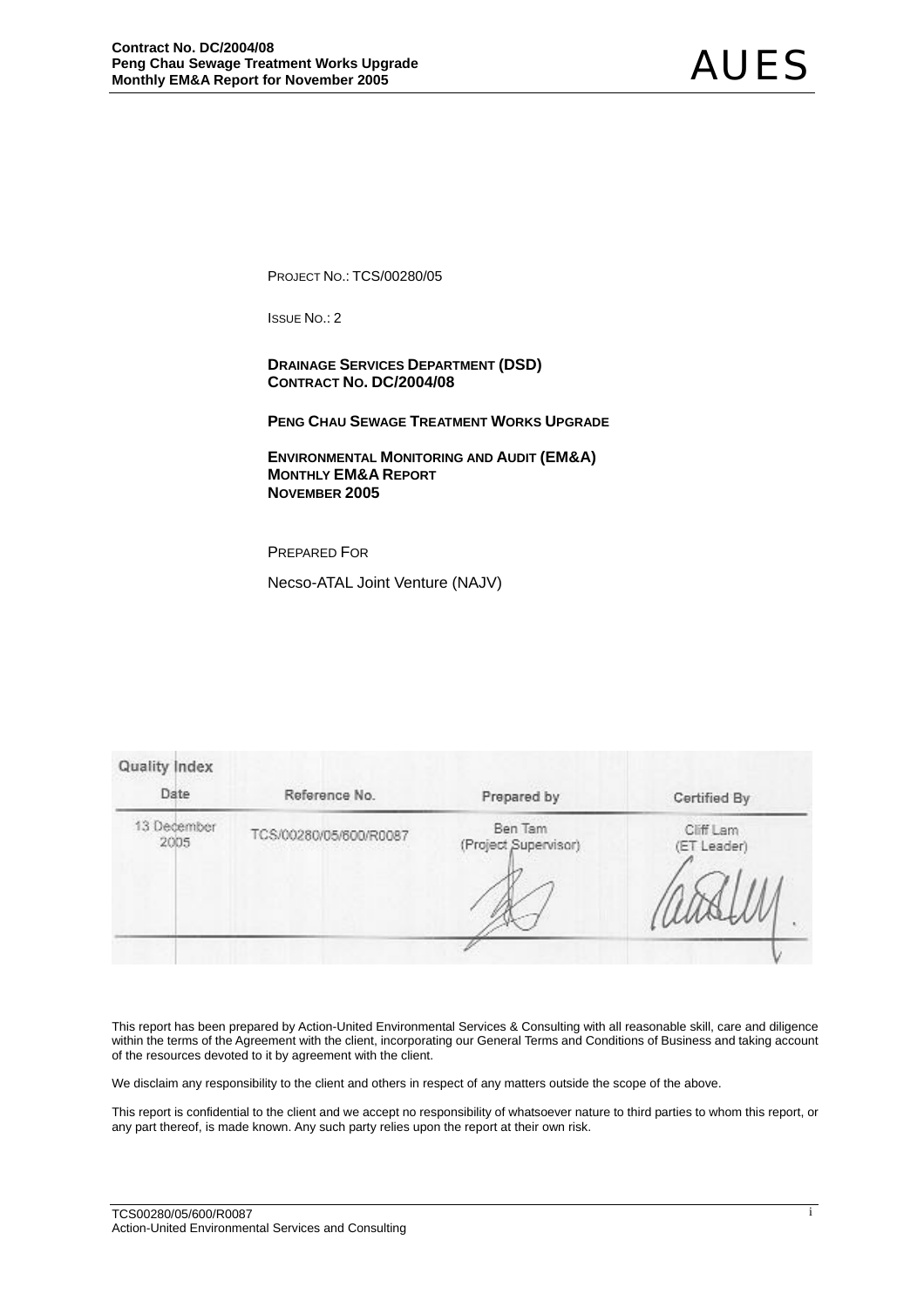PROJECT NO.: TCS/00280/05

ISSUE NO.: 2

**DRAINAGE SERVICES DEPARTMENT (DSD)**
**CONTRACT NO. DC/2004/08**

**PENG CHAU SEWAGE TREATMENT WORKS UPGRADE**

**ENVIRONMENTAL MONITORING AND AUDIT (EM&A)**
**MONTHLY EM&A REPORT**
**NOVEMBER 2005**

PREPARED FOR

Necso-ATAL Joint Venture (NAJV)

**Quality Index**

| Date | Reference No. | Prepared by | Certified By |
|---|---|---|---|
| 13 December 2005 | TCS/00280/05/600/R0087 | Ben Tam (Project Supervisor) | Cliff Lam (ET Leader) |

This report has been prepared by Action-United Environmental Services & Consulting with all reasonable skill, care and diligence within the terms of the Agreement with the client, incorporating our General Terms and Conditions of Business and taking account of the resources devoted to it by agreement with the client.

We disclaim any responsibility to the client and others in respect of any matters outside the scope of the above.

This report is confidential to the client and we accept no responsibility of whatsoever nature to third parties to whom this report, or any part thereof, is made known. Any such party relies upon the report at their own risk.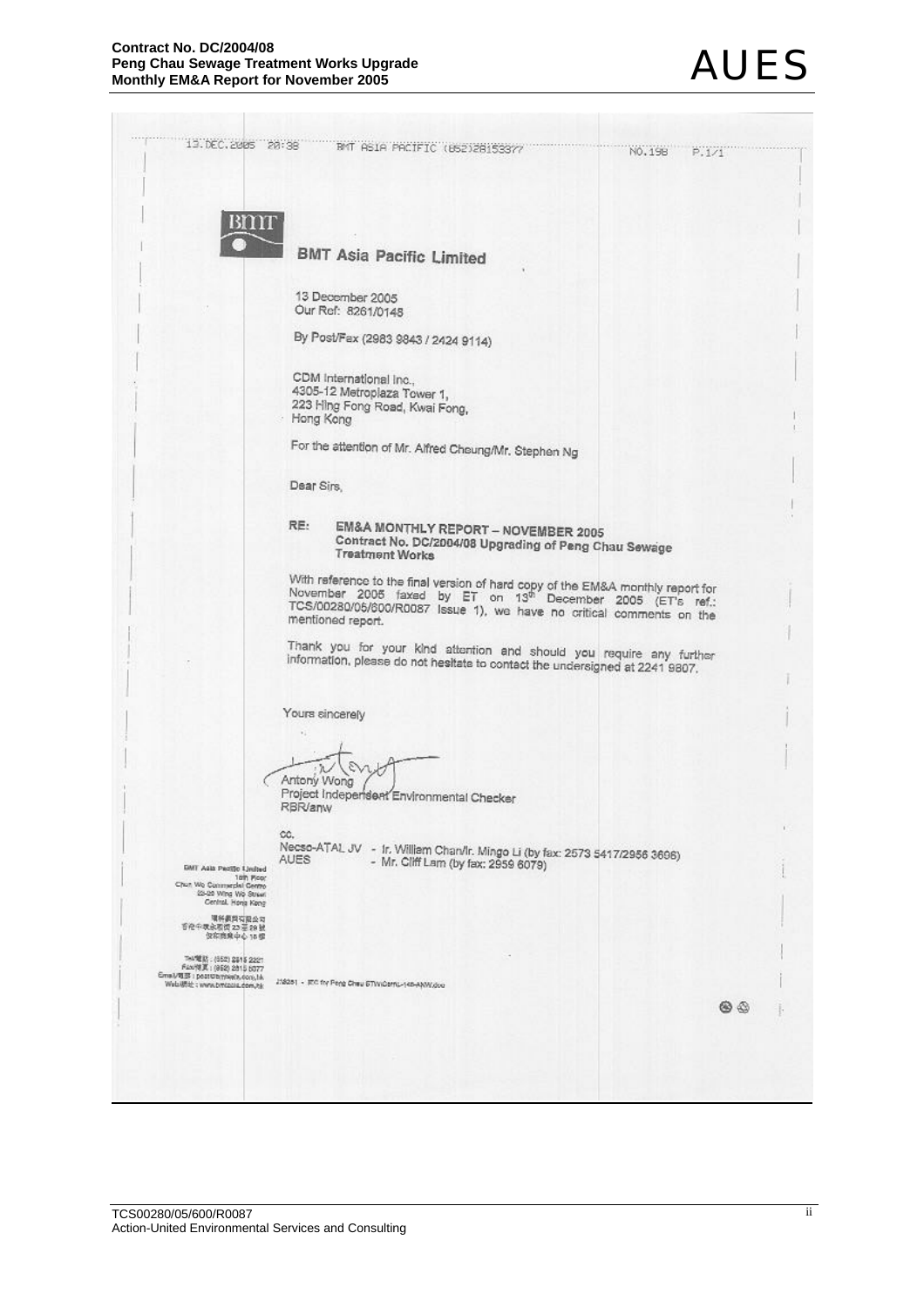13.DEC.2005 20:38 BMT ASIA PACIFIC (852)28153377 NO.198 P.1/1

BMT

**BMT Asia Pacific Limited**

13 December 2005
Our Ref: 8261/0148

By Post/Fax (2983 9843 / 2424 9114)

CDM International Inc.,
4305-12 Metroplaza Tower 1,
223 Hing Fong Road, Kwai Fong,
Hong Kong

For the attention of Mr. Alfred Cheung/Mr. Stephen Ng

Dear Sirs,

RE: **EM&A MONTHLY REPORT – NOVEMBER 2005**
**Contract No. DC/2004/08 Upgrading of Peng Chau Sewage Treatment Works**

With reference to the final version of hard copy of the EM&A monthly report for November 2005 faxed by ET on 13th December 2005 (ET's ref.: TCS/00280/05/600/R0087 Issue 1), we have no critical comments on the mentioned report.

Thank you for your kind attention and should you require any further information, please do not hesitate to contact the undersigned at 2241 9807.

Yours sincerely

Antony Wong
Project Independent Environmental Checker
RBR/anw

cc.
Necso-ATAL JV - Ir. William Chan/Ir. Mingo Li (by fax: 2573 5417/2956 3696)
AUES - Mr. Cliff Lam (by fax: 2959 6079)

BMT Asia Pacific Limited
18th Floor
Chun Wo Commercial Centre
23-29 Wing Wo Street
Central, Hong Kong

Tel/電話 : (852) 2815 2221
Fax/傳真 : (852) 2815 3377
Email/電郵 : post@bmtasia.com.hk
Web/網址 : www.bmtasia.com.hk

8261 - IEC for Peng Chau STW\Comm\-148-ANW.doc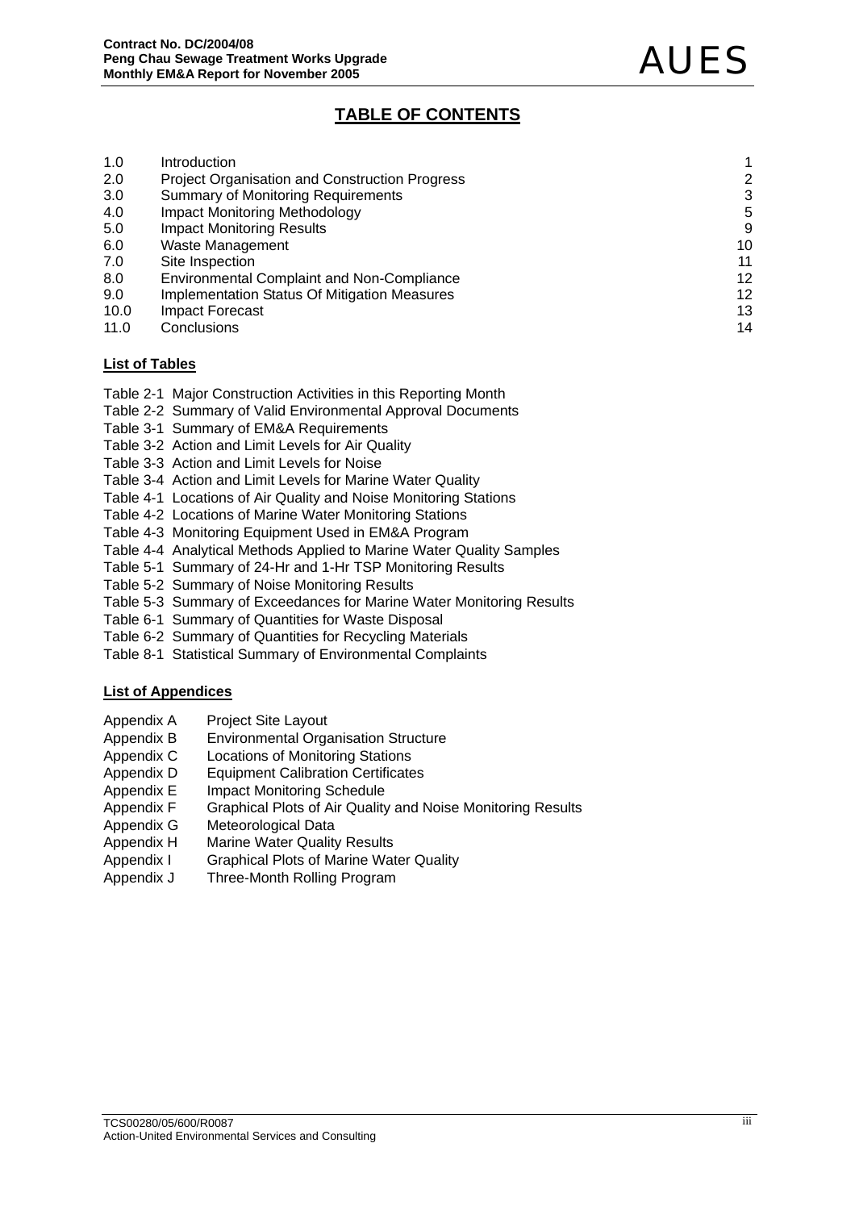# TABLE OF CONTENTS

| | | |
|---|---|---|
| 1.0 | Introduction | 1 |
| 2.0 | Project Organisation and Construction Progress | 2 |
| 3.0 | Summary of Monitoring Requirements | 3 |
| 4.0 | Impact Monitoring Methodology | 5 |
| 5.0 | Impact Monitoring Results | 9 |
| 6.0 | Waste Management | 10 |
| 7.0 | Site Inspection | 11 |
| 8.0 | Environmental Complaint and Non-Compliance | 12 |
| 9.0 | Implementation Status Of Mitigation Measures | 12 |
| 10.0 | Impact Forecast | 13 |
| 11.0 | Conclusions | 14 |

**List of Tables**

Table 2-1 Major Construction Activities in this Reporting Month
Table 2-2 Summary of Valid Environmental Approval Documents
Table 3-1 Summary of EM&A Requirements
Table 3-2 Action and Limit Levels for Air Quality
Table 3-3 Action and Limit Levels for Noise
Table 3-4 Action and Limit Levels for Marine Water Quality
Table 4-1 Locations of Air Quality and Noise Monitoring Stations
Table 4-2 Locations of Marine Water Monitoring Stations
Table 4-3 Monitoring Equipment Used in EM&A Program
Table 4-4 Analytical Methods Applied to Marine Water Quality Samples
Table 5-1 Summary of 24-Hr and 1-Hr TSP Monitoring Results
Table 5-2 Summary of Noise Monitoring Results
Table 5-3 Summary of Exceedances for Marine Water Monitoring Results
Table 6-1 Summary of Quantities for Waste Disposal
Table 6-2 Summary of Quantities for Recycling Materials
Table 8-1 Statistical Summary of Environmental Complaints

**List of Appendices**

| | |
|---|---|
| Appendix A | Project Site Layout |
| Appendix B | Environmental Organisation Structure |
| Appendix C | Locations of Monitoring Stations |
| Appendix D | Equipment Calibration Certificates |
| Appendix E | Impact Monitoring Schedule |
| Appendix F | Graphical Plots of Air Quality and Noise Monitoring Results |
| Appendix G | Meteorological Data |
| Appendix H | Marine Water Quality Results |
| Appendix I | Graphical Plots of Marine Water Quality |
| Appendix J | Three-Month Rolling Program |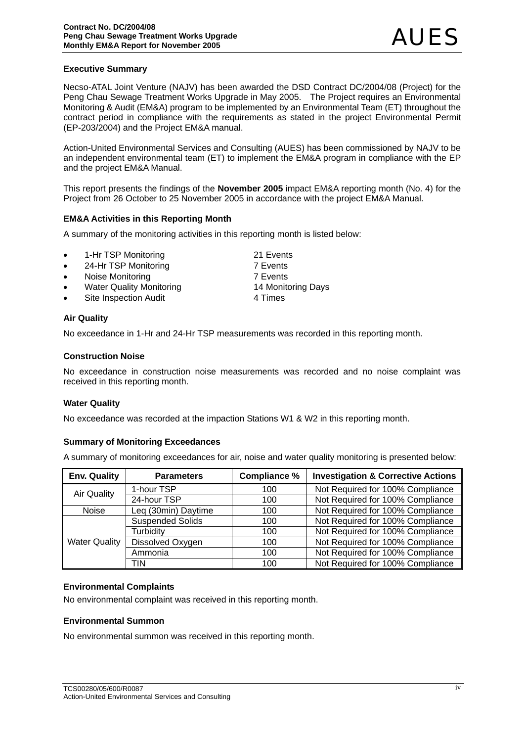### Executive Summary

Necso-ATAL Joint Venture (NAJV) has been awarded the DSD Contract DC/2004/08 (Project) for the Peng Chau Sewage Treatment Works Upgrade in May 2005. The Project requires an Environmental Monitoring & Audit (EM&A) program to be implemented by an Environmental Team (ET) throughout the contract period in compliance with the requirements as stated in the project Environmental Permit (EP-203/2004) and the Project EM&A manual.

Action-United Environmental Services and Consulting (AUES) has been commissioned by NAJV to be an independent environmental team (ET) to implement the EM&A program in compliance with the EP and the project EM&A Manual.

This report presents the findings of the **November 2005** impact EM&A reporting month (No. 4) for the Project from 26 October to 25 November 2005 in accordance with the project EM&A Manual.

#### EM&A Activities in this Reporting Month

A summary of the monitoring activities in this reporting month is listed below:

- 1-Hr TSP Monitoring — 21 Events
- 24-Hr TSP Monitoring — 7 Events
- Noise Monitoring — 7 Events
- Water Quality Monitoring — 14 Monitoring Days
- Site Inspection Audit — 4 Times

#### Air Quality

No exceedance in 1-Hr and 24-Hr TSP measurements was recorded in this reporting month.

#### Construction Noise

No exceedance in construction noise measurements was recorded and no noise complaint was received in this reporting month.

#### Water Quality

No exceedance was recorded at the impaction Stations W1 & W2 in this reporting month.

#### Summary of Monitoring Exceedances

A summary of monitoring exceedances for air, noise and water quality monitoring is presented below:

| Env. Quality | Parameters | Compliance % | Investigation & Corrective Actions |
|---|---|---|---|
| Air Quality | 1-hour TSP | 100 | Not Required for 100% Compliance |
| | 24-hour TSP | 100 | Not Required for 100% Compliance |
| Noise | Leq (30min) Daytime | 100 | Not Required for 100% Compliance |
| Water Quality | Suspended Solids | 100 | Not Required for 100% Compliance |
| | Turbidity | 100 | Not Required for 100% Compliance |
| | Dissolved Oxygen | 100 | Not Required for 100% Compliance |
| | Ammonia | 100 | Not Required for 100% Compliance |
| | TIN | 100 | Not Required for 100% Compliance |

#### Environmental Complaints

No environmental complaint was received in this reporting month.

#### Environmental Summon

No environmental summon was received in this reporting month.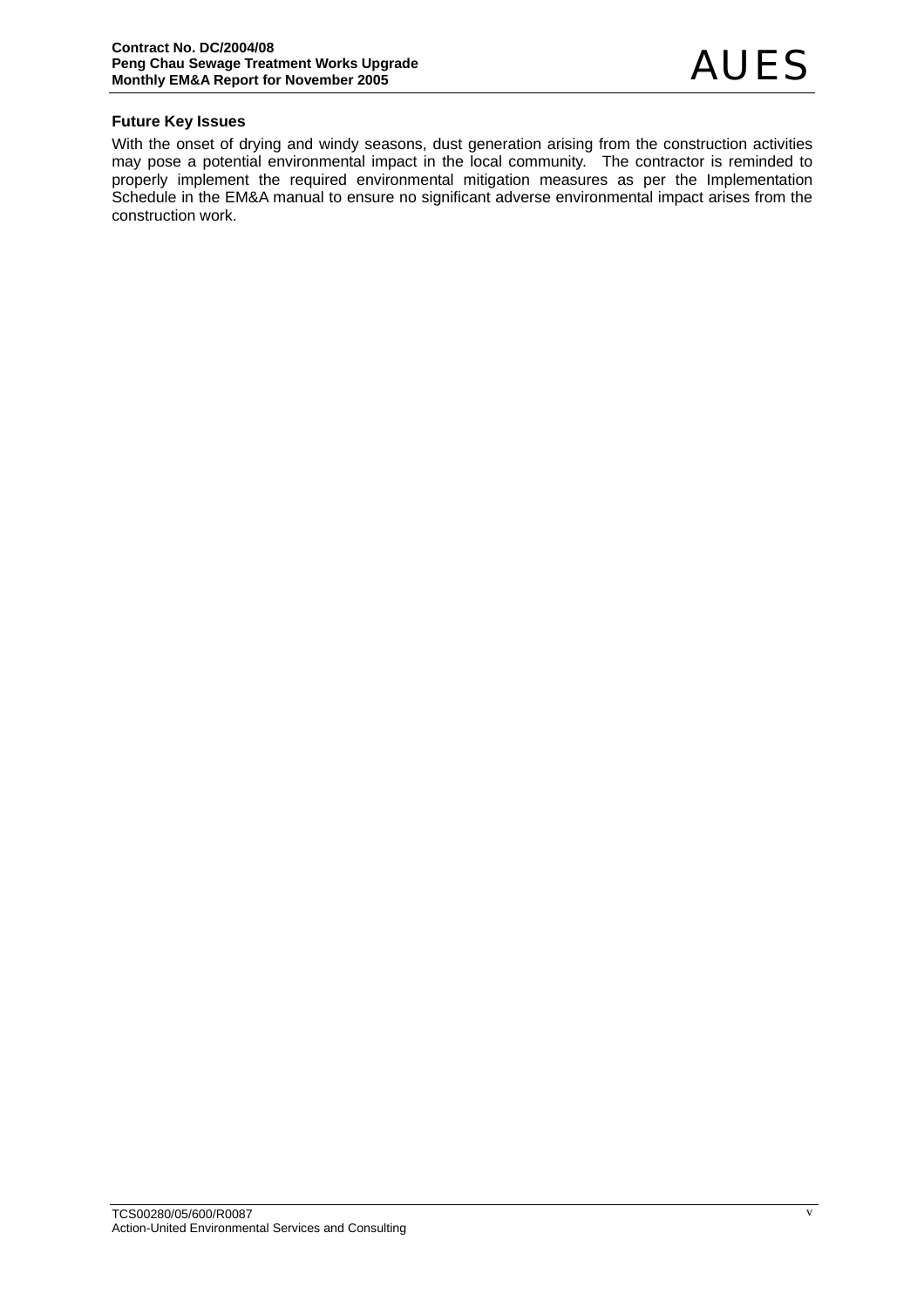**Future Key Issues**

With the onset of drying and windy seasons, dust generation arising from the construction activities may pose a potential environmental impact in the local community. The contractor is reminded to properly implement the required environmental mitigation measures as per the Implementation Schedule in the EM&A manual to ensure no significant adverse environmental impact arises from the construction work.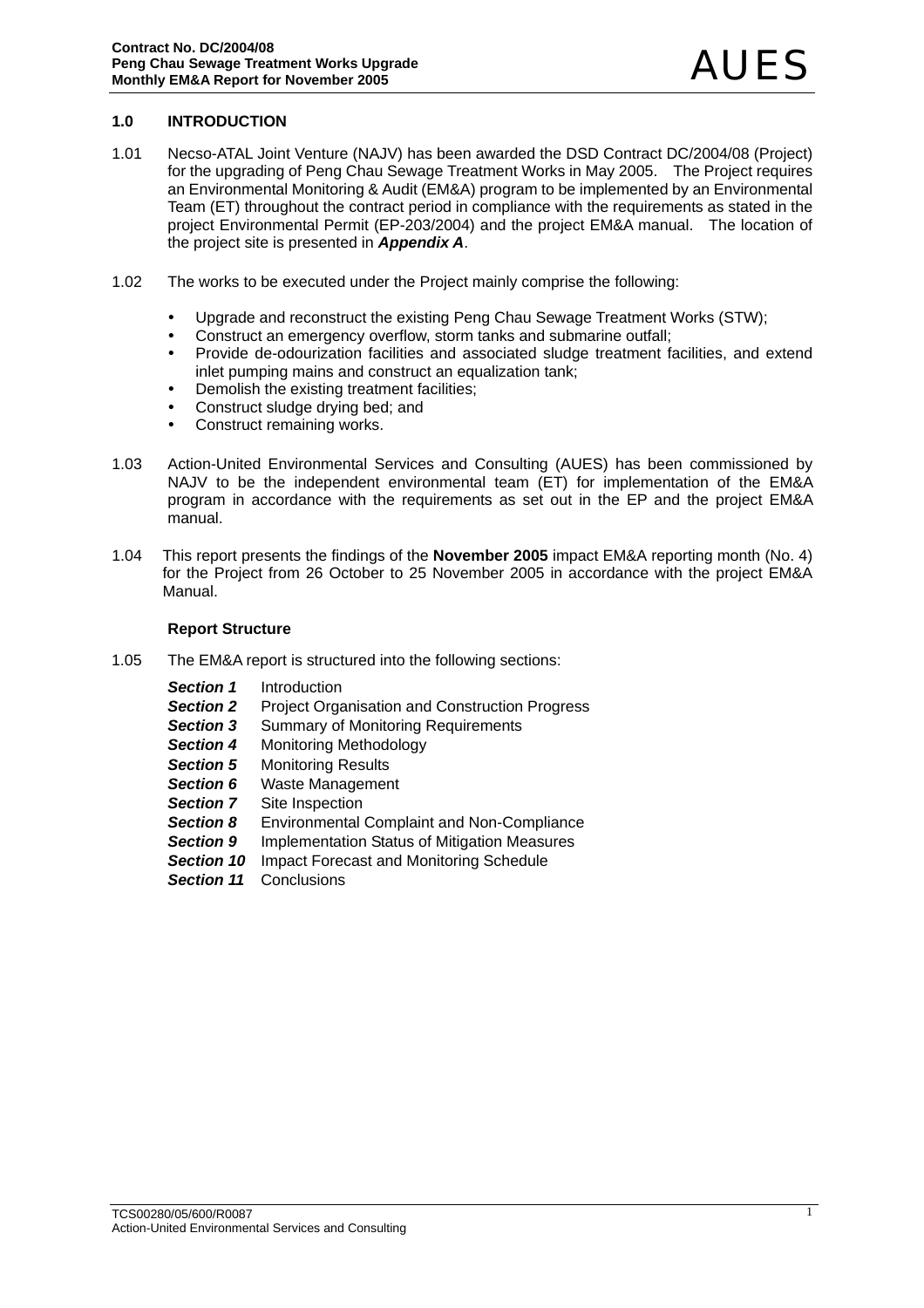## 1.0 INTRODUCTION

1.01 Necso-ATAL Joint Venture (NAJV) has been awarded the DSD Contract DC/2004/08 (Project) for the upgrading of Peng Chau Sewage Treatment Works in May 2005. The Project requires an Environmental Monitoring & Audit (EM&A) program to be implemented by an Environmental Team (ET) throughout the contract period in compliance with the requirements as stated in the project Environmental Permit (EP-203/2004) and the project EM&A manual. The location of the project site is presented in ***Appendix A***.

1.02 The works to be executed under the Project mainly comprise the following:

- Upgrade and reconstruct the existing Peng Chau Sewage Treatment Works (STW);
- Construct an emergency overflow, storm tanks and submarine outfall;
- Provide de-odourization facilities and associated sludge treatment facilities, and extend inlet pumping mains and construct an equalization tank;
- Demolish the existing treatment facilities;
- Construct sludge drying bed; and
- Construct remaining works.

1.03 Action-United Environmental Services and Consulting (AUES) has been commissioned by NAJV to be the independent environmental team (ET) for implementation of the EM&A program in accordance with the requirements as set out in the EP and the project EM&A manual.

1.04 This report presents the findings of the **November 2005** impact EM&A reporting month (No. 4) for the Project from 26 October to 25 November 2005 in accordance with the project EM&A Manual.

### Report Structure

1.05 The EM&A report is structured into the following sections:

***Section 1*** Introduction
***Section 2*** Project Organisation and Construction Progress
***Section 3*** Summary of Monitoring Requirements
***Section 4*** Monitoring Methodology
***Section 5*** Monitoring Results
***Section 6*** Waste Management
***Section 7*** Site Inspection
***Section 8*** Environmental Complaint and Non-Compliance
***Section 9*** Implementation Status of Mitigation Measures
***Section 10*** Impact Forecast and Monitoring Schedule
***Section 11*** Conclusions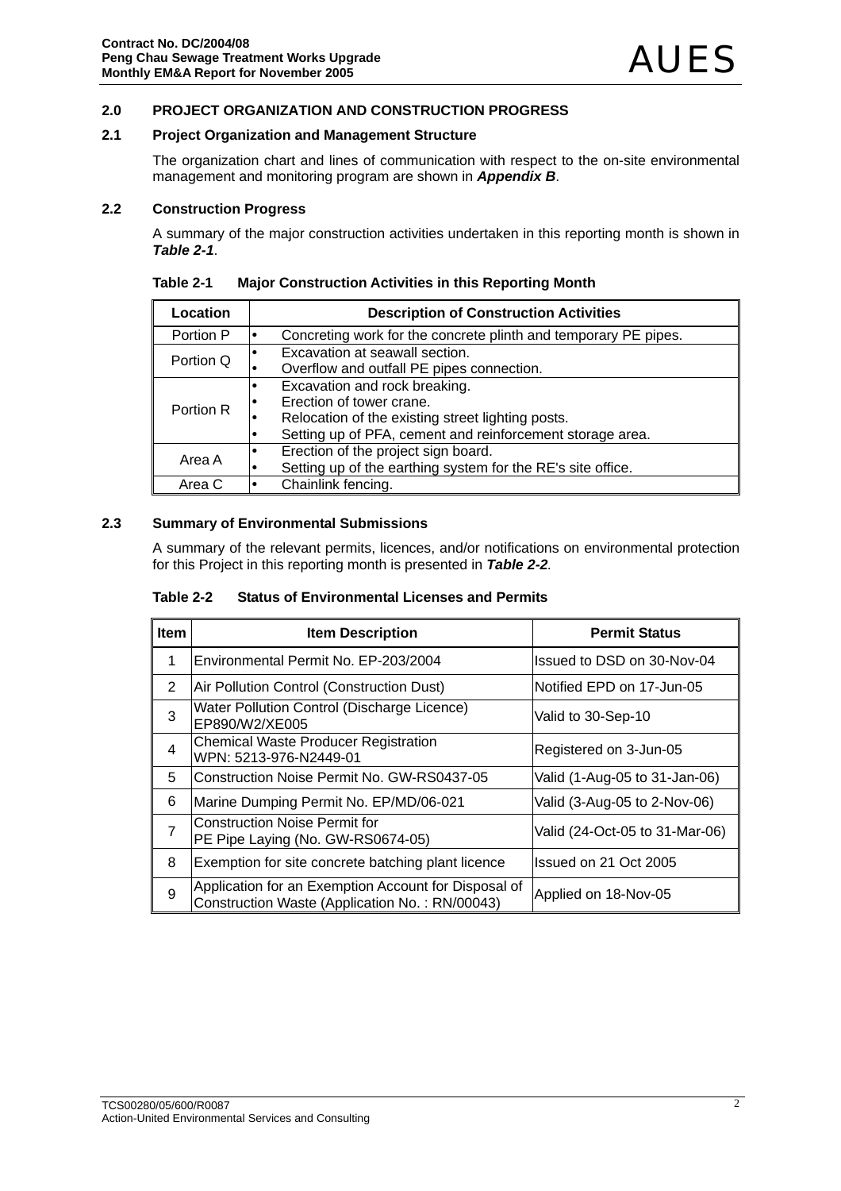## 2.0 PROJECT ORGANIZATION AND CONSTRUCTION PROGRESS

### 2.1 Project Organization and Management Structure

The organization chart and lines of communication with respect to the on-site environmental management and monitoring program are shown in ***Appendix B***.

### 2.2 Construction Progress

A summary of the major construction activities undertaken in this reporting month is shown in ***Table 2-1***.

**Table 2-1 Major Construction Activities in this Reporting Month**

| Location | Description of Construction Activities |
|---|---|
| Portion P | • Concreting work for the concrete plinth and temporary PE pipes. |
| Portion Q | • Excavation at seawall section.<br>• Overflow and outfall PE pipes connection. |
| Portion R | • Excavation and rock breaking.<br>• Erection of tower crane.<br>• Relocation of the existing street lighting posts.<br>• Setting up of PFA, cement and reinforcement storage area. |
| Area A | • Erection of the project sign board.<br>• Setting up of the earthing system for the RE's site office. |
| Area C | • Chainlink fencing. |

### 2.3 Summary of Environmental Submissions

A summary of the relevant permits, licences, and/or notifications on environmental protection for this Project in this reporting month is presented in ***Table 2-2***.

**Table 2-2 Status of Environmental Licenses and Permits**

| Item | Item Description | Permit Status |
|---|---|---|
| 1 | Environmental Permit No. EP-203/2004 | Issued to DSD on 30-Nov-04 |
| 2 | Air Pollution Control (Construction Dust) | Notified EPD on 17-Jun-05 |
| 3 | Water Pollution Control (Discharge Licence) EP890/W2/XE005 | Valid to 30-Sep-10 |
| 4 | Chemical Waste Producer Registration WPN: 5213-976-N2449-01 | Registered on 3-Jun-05 |
| 5 | Construction Noise Permit No. GW-RS0437-05 | Valid (1-Aug-05 to 31-Jan-06) |
| 6 | Marine Dumping Permit No. EP/MD/06-021 | Valid (3-Aug-05 to 2-Nov-06) |
| 7 | Construction Noise Permit for PE Pipe Laying (No. GW-RS0674-05) | Valid (24-Oct-05 to 31-Mar-06) |
| 8 | Exemption for site concrete batching plant licence | Issued on 21 Oct 2005 |
| 9 | Application for an Exemption Account for Disposal of Construction Waste (Application No. : RN/00043) | Applied on 18-Nov-05 |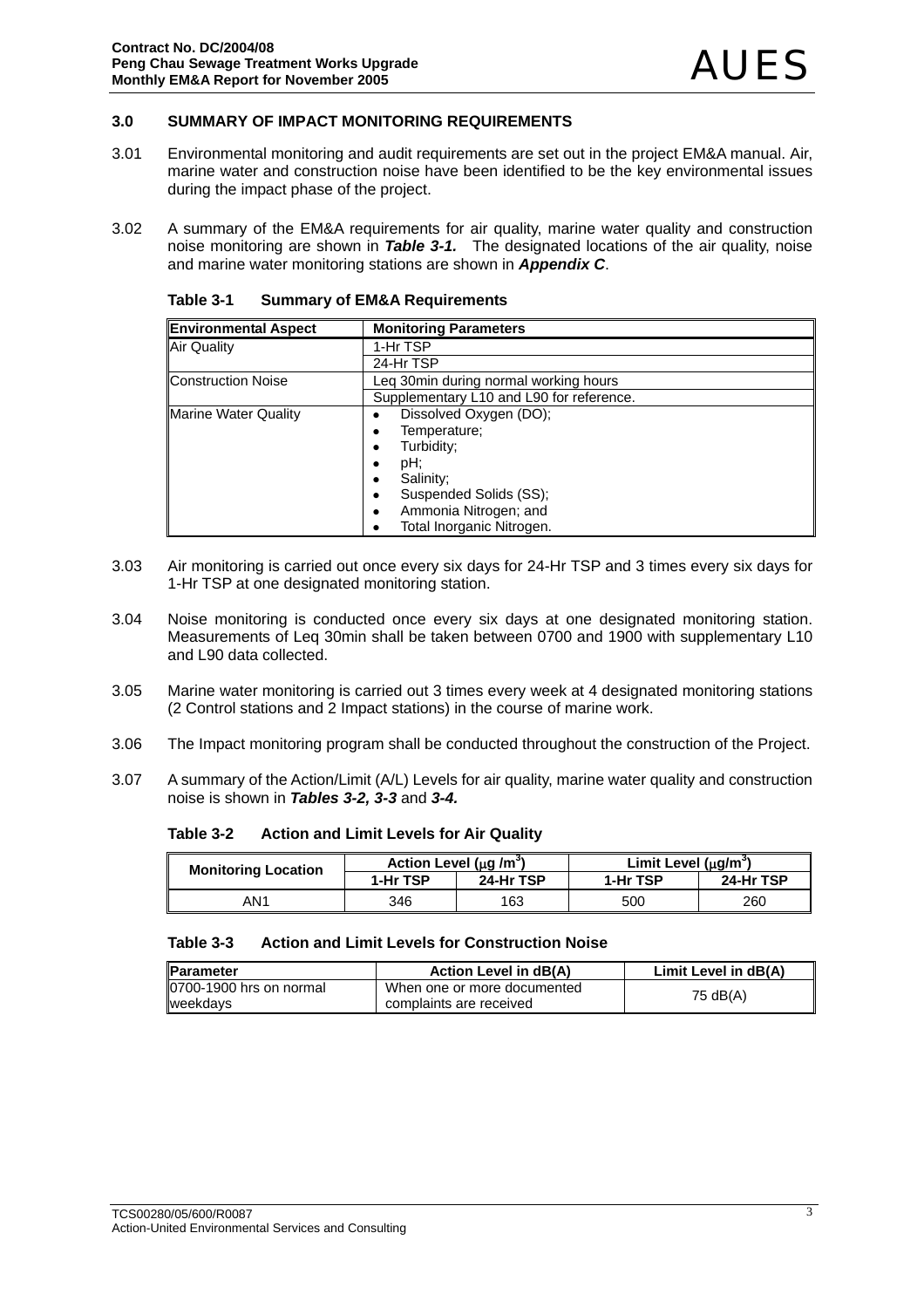## 3.0 SUMMARY OF IMPACT MONITORING REQUIREMENTS

3.01 Environmental monitoring and audit requirements are set out in the project EM&A manual. Air, marine water and construction noise have been identified to be the key environmental issues during the impact phase of the project.

3.02 A summary of the EM&A requirements for air quality, marine water quality and construction noise monitoring are shown in ***Table 3-1.*** The designated locations of the air quality, noise and marine water monitoring stations are shown in ***Appendix C***.

**Table 3-1 Summary of EM&A Requirements**

| Environmental Aspect | Monitoring Parameters |
|---|---|
| Air Quality | 1-Hr TSP |
| | 24-Hr TSP |
| Construction Noise | Leq 30min during normal working hours |
| | Supplementary L10 and L90 for reference. |
| Marine Water Quality | • Dissolved Oxygen (DO);<br>• Temperature;<br>• Turbidity;<br>• pH;<br>• Salinity;<br>• Suspended Solids (SS);<br>• Ammonia Nitrogen; and<br>• Total Inorganic Nitrogen. |

3.03 Air monitoring is carried out once every six days for 24-Hr TSP and 3 times every six days for 1-Hr TSP at one designated monitoring station.

3.04 Noise monitoring is conducted once every six days at one designated monitoring station. Measurements of Leq 30min shall be taken between 0700 and 1900 with supplementary L10 and L90 data collected.

3.05 Marine water monitoring is carried out 3 times every week at 4 designated monitoring stations (2 Control stations and 2 Impact stations) in the course of marine work.

3.06 The Impact monitoring program shall be conducted throughout the construction of the Project.

3.07 A summary of the Action/Limit (A/L) Levels for air quality, marine water quality and construction noise is shown in ***Tables 3-2, 3-3*** and ***3-4.***

**Table 3-2 Action and Limit Levels for Air Quality**

| Monitoring Location | Action Level ($\mu g/m^3$) | | Limit Level ($\mu g/m^3$) | |
|---|---|---|---|---|
| | 1-Hr TSP | 24-Hr TSP | 1-Hr TSP | 24-Hr TSP |
| AN1 | 346 | 163 | 500 | 260 |

**Table 3-3 Action and Limit Levels for Construction Noise**

| Parameter | Action Level in dB(A) | Limit Level in dB(A) |
|---|---|---|
| 0700-1900 hrs on normal weekdays | When one or more documented complaints are received | 75 dB(A) |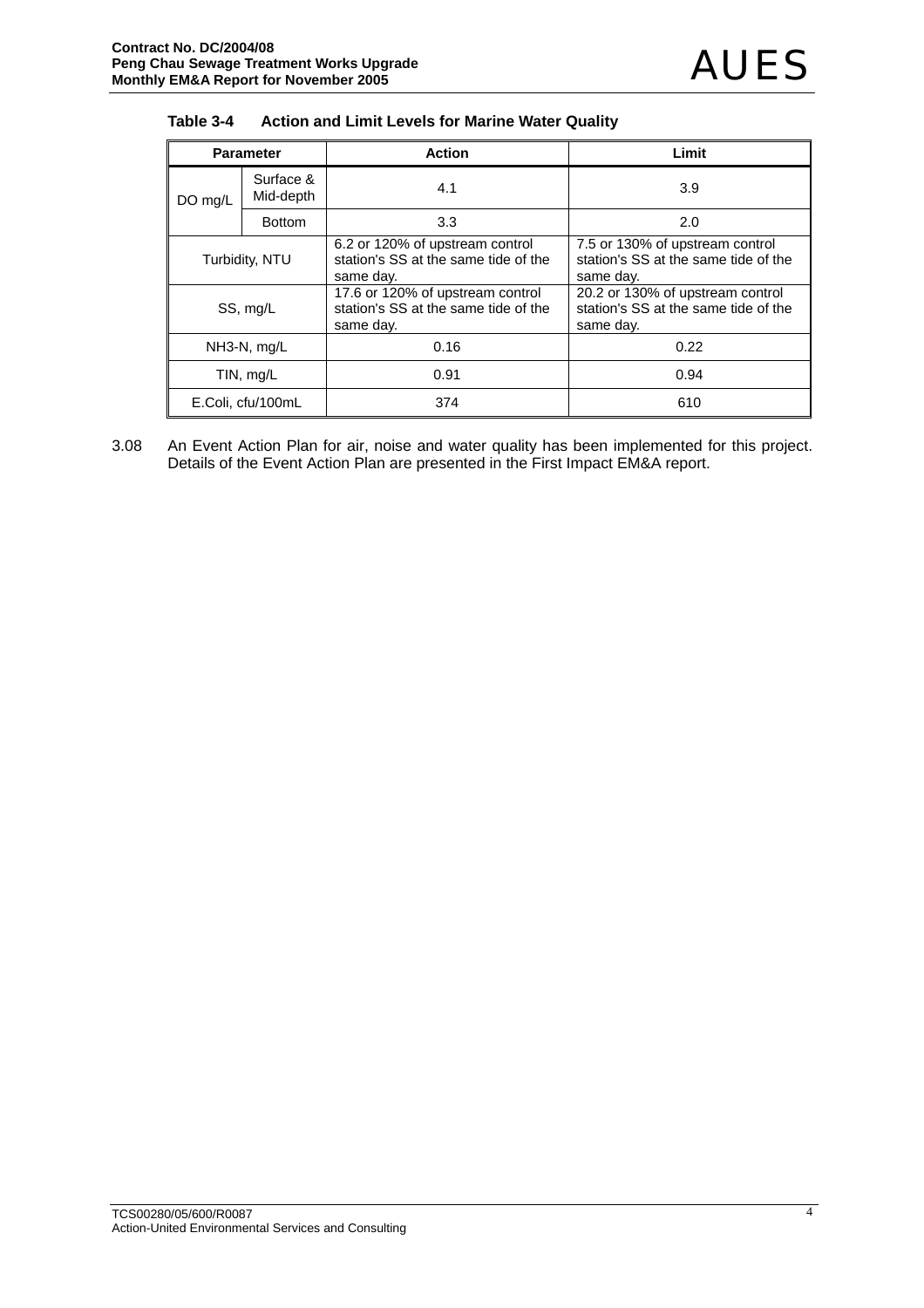**Table 3-4 Action and Limit Levels for Marine Water Quality**

| Parameter | | Action | Limit |
|---|---|---|---|
| DO mg/L | Surface & Mid-depth | 4.1 | 3.9 |
| | Bottom | 3.3 | 2.0 |
| Turbidity, NTU | | 6.2 or 120% of upstream control station's SS at the same tide of the same day. | 7.5 or 130% of upstream control station's SS at the same tide of the same day. |
| SS, mg/L | | 17.6 or 120% of upstream control station's SS at the same tide of the same day. | 20.2 or 130% of upstream control station's SS at the same tide of the same day. |
| NH3-N, mg/L | | 0.16 | 0.22 |
| TIN, mg/L | | 0.91 | 0.94 |
| E.Coli, cfu/100mL | | 374 | 610 |

3.08 An Event Action Plan for air, noise and water quality has been implemented for this project. Details of the Event Action Plan are presented in the First Impact EM&A report.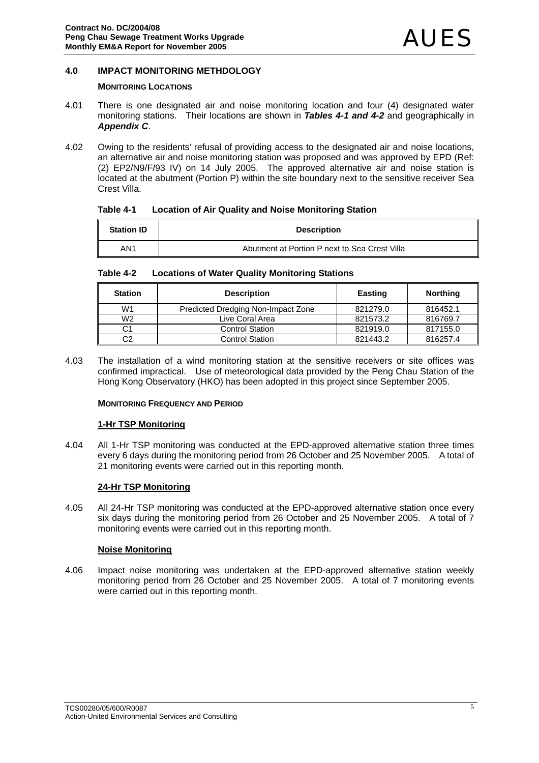## 4.0 IMPACT MONITORING METHDOLOGY

### MONITORING LOCATIONS

4.01 There is one designated air and noise monitoring location and four (4) designated water monitoring stations. Their locations are shown in ***Tables 4-1 and 4-2*** and geographically in ***Appendix C***.

4.02 Owing to the residents' refusal of providing access to the designated air and noise locations, an alternative air and noise monitoring station was proposed and was approved by EPD (Ref: (2) EP2/N9/F/93 IV) on 14 July 2005. The approved alternative air and noise station is located at the abutment (Portion P) within the site boundary next to the sensitive receiver Sea Crest Villa.

**Table 4-1 Location of Air Quality and Noise Monitoring Station**

| Station ID | Description |
|---|---|
| AN1 | Abutment at Portion P next to Sea Crest Villa |

**Table 4-2 Locations of Water Quality Monitoring Stations**

| Station | Description | Easting | Northing |
|---|---|---|---|
| W1 | Predicted Dredging Non-Impact Zone | 821279.0 | 816452.1 |
| W2 | Live Coral Area | 821573.2 | 816769.7 |
| C1 | Control Station | 821919.0 | 817155.0 |
| C2 | Control Station | 821443.2 | 816257.4 |

4.03 The installation of a wind monitoring station at the sensitive receivers or site offices was confirmed impractical. Use of meteorological data provided by the Peng Chau Station of the Hong Kong Observatory (HKO) has been adopted in this project since September 2005.

### MONITORING FREQUENCY AND PERIOD

**1-Hr TSP Monitoring**

4.04 All 1-Hr TSP monitoring was conducted at the EPD-approved alternative station three times every 6 days during the monitoring period from 26 October and 25 November 2005. A total of 21 monitoring events were carried out in this reporting month.

**24-Hr TSP Monitoring**

4.05 All 24-Hr TSP monitoring was conducted at the EPD-approved alternative station once every six days during the monitoring period from 26 October and 25 November 2005. A total of 7 monitoring events were carried out in this reporting month.

**Noise Monitoring**

4.06 Impact noise monitoring was undertaken at the EPD-approved alternative station weekly monitoring period from 26 October and 25 November 2005. A total of 7 monitoring events were carried out in this reporting month.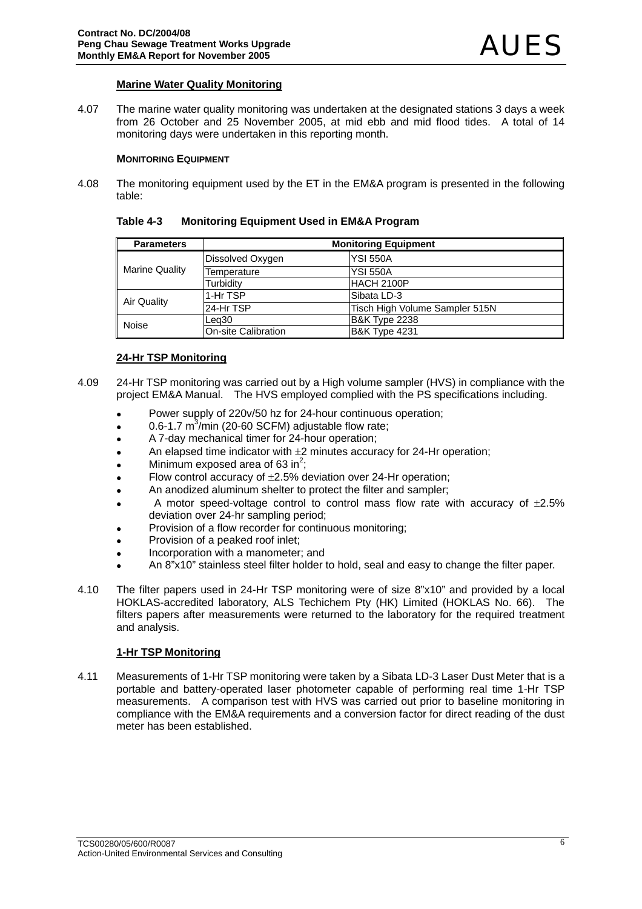### Marine Water Quality Monitoring

4.07 The marine water quality monitoring was undertaken at the designated stations 3 days a week from 26 October and 25 November 2005, at mid ebb and mid flood tides. A total of 14 monitoring days were undertaken in this reporting month.

**MONITORING EQUIPMENT**

4.08 The monitoring equipment used by the ET in the EM&A program is presented in the following table:

**Table 4-3 Monitoring Equipment Used in EM&A Program**

| Parameters | Monitoring Equipment | |
|---|---|---|
| Marine Quality | Dissolved Oxygen | YSI 550A |
| | Temperature | YSI 550A |
| | Turbidity | HACH 2100P |
| Air Quality | 1-Hr TSP | Sibata LD-3 |
| | 24-Hr TSP | Tisch High Volume Sampler 515N |
| Noise | Leq30 | B&K Type 2238 |
| | On-site Calibration | B&K Type 4231 |

### 24-Hr TSP Monitoring

4.09 24-Hr TSP monitoring was carried out by a High volume sampler (HVS) in compliance with the project EM&A Manual. The HVS employed complied with the PS specifications including.

- Power supply of 220v/50 hz for 24-hour continuous operation;
- 0.6-1.7 $m^3$/min (20-60 SCFM) adjustable flow rate;
- A 7-day mechanical timer for 24-hour operation;
- An elapsed time indicator with ±2 minutes accuracy for 24-Hr operation;
- Minimum exposed area of 63 $in^2$;
- Flow control accuracy of ±2.5% deviation over 24-Hr operation;
- An anodized aluminum shelter to protect the filter and sampler;
- A motor speed-voltage control to control mass flow rate with accuracy of ±2.5% deviation over 24-hr sampling period;
- Provision of a flow recorder for continuous monitoring;
- Provision of a peaked roof inlet;
- Incorporation with a manometer; and
- An 8"x10" stainless steel filter holder to hold, seal and easy to change the filter paper.

4.10 The filter papers used in 24-Hr TSP monitoring were of size 8"x10" and provided by a local HOKLAS-accredited laboratory, ALS Techichem Pty (HK) Limited (HOKLAS No. 66). The filters papers after measurements were returned to the laboratory for the required treatment and analysis.

### 1-Hr TSP Monitoring

4.11 Measurements of 1-Hr TSP monitoring were taken by a Sibata LD-3 Laser Dust Meter that is a portable and battery-operated laser photometer capable of performing real time 1-Hr TSP measurements. A comparison test with HVS was carried out prior to baseline monitoring in compliance with the EM&A requirements and a conversion factor for direct reading of the dust meter has been established.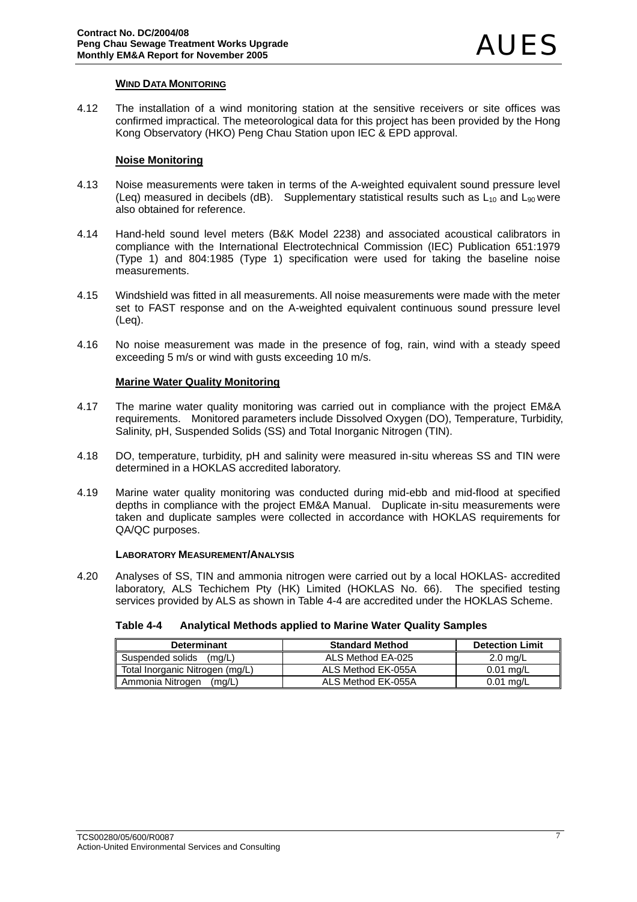### WIND DATA MONITORING

4.12 The installation of a wind monitoring station at the sensitive receivers or site offices was confirmed impractical. The meteorological data for this project has been provided by the Hong Kong Observatory (HKO) Peng Chau Station upon IEC & EPD approval.

### Noise Monitoring

4.13 Noise measurements were taken in terms of the A-weighted equivalent sound pressure level (Leq) measured in decibels (dB). Supplementary statistical results such as $L_{10}$ and $L_{90}$ were also obtained for reference.

4.14 Hand-held sound level meters (B&K Model 2238) and associated acoustical calibrators in compliance with the International Electrotechnical Commission (IEC) Publication 651:1979 (Type 1) and 804:1985 (Type 1) specification were used for taking the baseline noise measurements.

4.15 Windshield was fitted in all measurements. All noise measurements were made with the meter set to FAST response and on the A-weighted equivalent continuous sound pressure level (Leq).

4.16 No noise measurement was made in the presence of fog, rain, wind with a steady speed exceeding 5 m/s or wind with gusts exceeding 10 m/s.

### Marine Water Quality Monitoring

4.17 The marine water quality monitoring was carried out in compliance with the project EM&A requirements. Monitored parameters include Dissolved Oxygen (DO), Temperature, Turbidity, Salinity, pH, Suspended Solids (SS) and Total Inorganic Nitrogen (TIN).

4.18 DO, temperature, turbidity, pH and salinity were measured in-situ whereas SS and TIN were determined in a HOKLAS accredited laboratory.

4.19 Marine water quality monitoring was conducted during mid-ebb and mid-flood at specified depths in compliance with the project EM&A Manual. Duplicate in-situ measurements were taken and duplicate samples were collected in accordance with HOKLAS requirements for QA/QC purposes.

### LABORATORY MEASUREMENT/ANALYSIS

4.20 Analyses of SS, TIN and ammonia nitrogen were carried out by a local HOKLAS- accredited laboratory, ALS Techichem Pty (HK) Limited (HOKLAS No. 66). The specified testing services provided by ALS as shown in Table 4-4 are accredited under the HOKLAS Scheme.

**Table 4-4 Analytical Methods applied to Marine Water Quality Samples**

| Determinant | Standard Method | Detection Limit |
|---|---|---|
| Suspended solids (mg/L) | ALS Method EA-025 | 2.0 mg/L |
| Total Inorganic Nitrogen (mg/L) | ALS Method EK-055A | 0.01 mg/L |
| Ammonia Nitrogen (mg/L) | ALS Method EK-055A | 0.01 mg/L |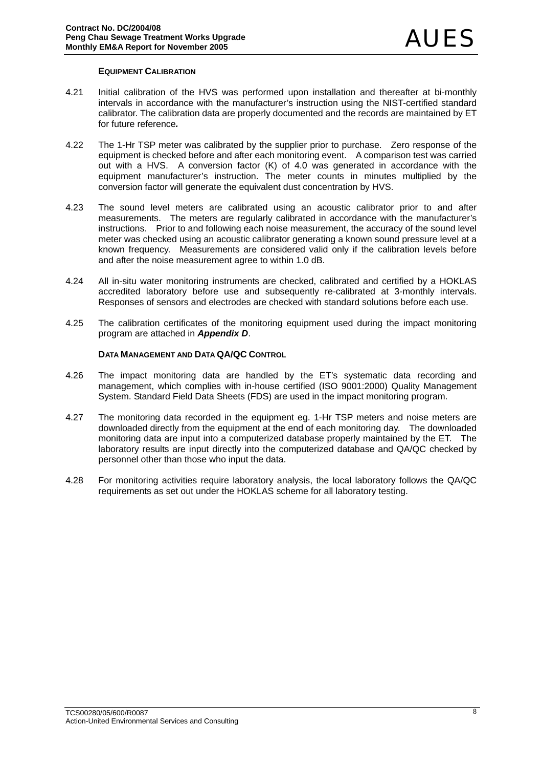**EQUIPMENT CALIBRATION**

4.21 Initial calibration of the HVS was performed upon installation and thereafter at bi-monthly intervals in accordance with the manufacturer's instruction using the NIST-certified standard calibrator. The calibration data are properly documented and the records are maintained by ET for future reference.

4.22 The 1-Hr TSP meter was calibrated by the supplier prior to purchase. Zero response of the equipment is checked before and after each monitoring event. A comparison test was carried out with a HVS. A conversion factor (K) of 4.0 was generated in accordance with the equipment manufacturer's instruction. The meter counts in minutes multiplied by the conversion factor will generate the equivalent dust concentration by HVS.

4.23 The sound level meters are calibrated using an acoustic calibrator prior to and after measurements. The meters are regularly calibrated in accordance with the manufacturer's instructions. Prior to and following each noise measurement, the accuracy of the sound level meter was checked using an acoustic calibrator generating a known sound pressure level at a known frequency. Measurements are considered valid only if the calibration levels before and after the noise measurement agree to within 1.0 dB.

4.24 All in-situ water monitoring instruments are checked, calibrated and certified by a HOKLAS accredited laboratory before use and subsequently re-calibrated at 3-monthly intervals. Responses of sensors and electrodes are checked with standard solutions before each use.

4.25 The calibration certificates of the monitoring equipment used during the impact monitoring program are attached in ***Appendix D***.

**DATA MANAGEMENT AND DATA QA/QC CONTROL**

4.26 The impact monitoring data are handled by the ET's systematic data recording and management, which complies with in-house certified (ISO 9001:2000) Quality Management System. Standard Field Data Sheets (FDS) are used in the impact monitoring program.

4.27 The monitoring data recorded in the equipment eg. 1-Hr TSP meters and noise meters are downloaded directly from the equipment at the end of each monitoring day. The downloaded monitoring data are input into a computerized database properly maintained by the ET. The laboratory results are input directly into the computerized database and QA/QC checked by personnel other than those who input the data.

4.28 For monitoring activities require laboratory analysis, the local laboratory follows the QA/QC requirements as set out under the HOKLAS scheme for all laboratory testing.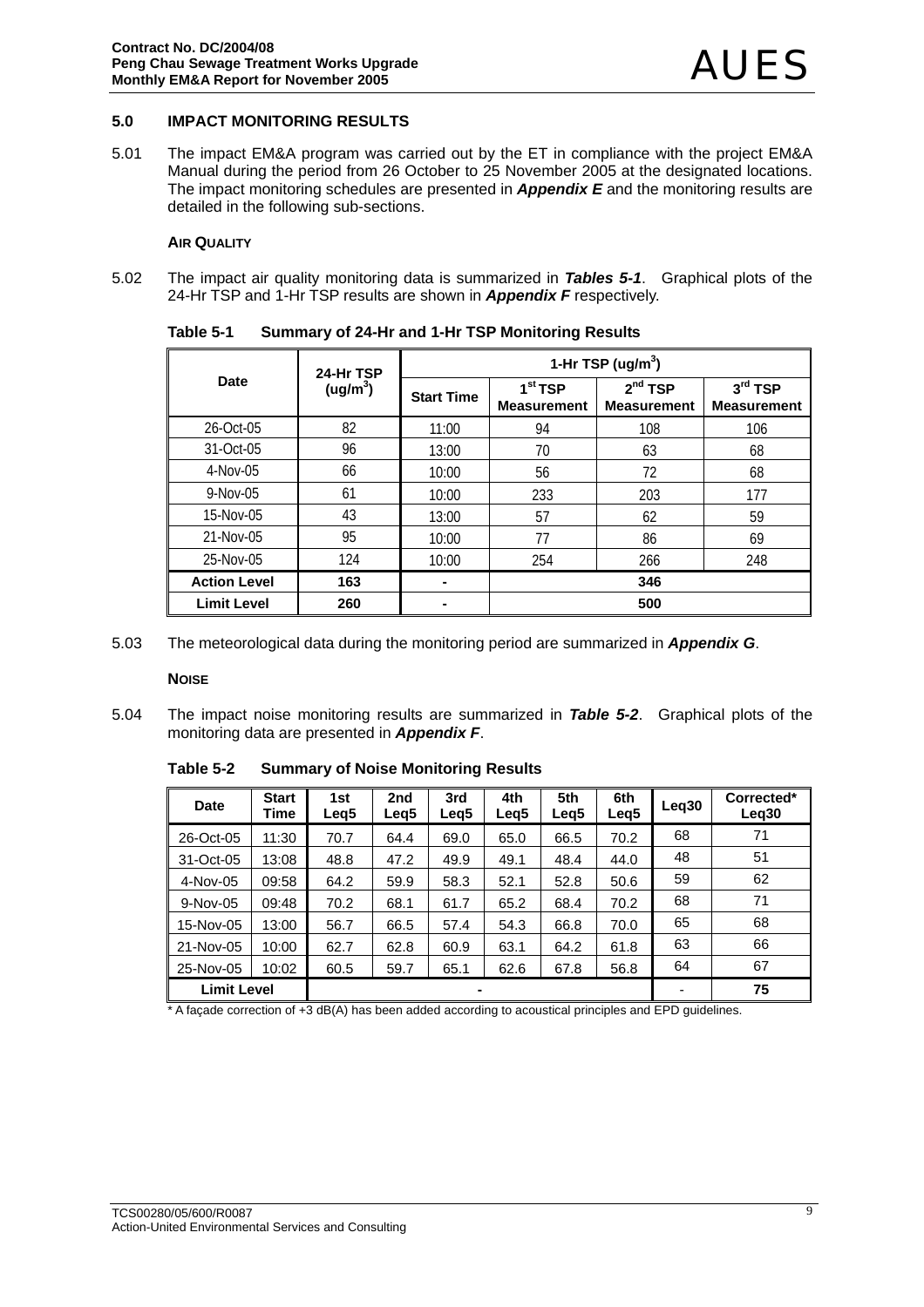## 5.0 IMPACT MONITORING RESULTS

5.01 The impact EM&A program was carried out by the ET in compliance with the project EM&A Manual during the period from 26 October to 25 November 2005 at the designated locations. The impact monitoring schedules are presented in ***Appendix E*** and the monitoring results are detailed in the following sub-sections.

### AIR QUALITY

5.02 The impact air quality monitoring data is summarized in ***Tables 5-1***. Graphical plots of the 24-Hr TSP and 1-Hr TSP results are shown in ***Appendix F*** respectively.

**Table 5-1 Summary of 24-Hr and 1-Hr TSP Monitoring Results**

| Date | 24-Hr TSP ($ug/m^3$) | 1-Hr TSP ($ug/m^3$) | | | |
|---|---|---|---|---|---|
| | | Start Time | 1st TSP Measurement | 2nd TSP Measurement | 3rd TSP Measurement |
| 26-Oct-05 | 82 | 11:00 | 94 | 108 | 106 |
| 31-Oct-05 | 96 | 13:00 | 70 | 63 | 68 |
| 4-Nov-05 | 66 | 10:00 | 56 | 72 | 68 |
| 9-Nov-05 | 61 | 10:00 | 233 | 203 | 177 |
| 15-Nov-05 | 43 | 13:00 | 57 | 62 | 59 |
| 21-Nov-05 | 95 | 10:00 | 77 | 86 | 69 |
| 25-Nov-05 | 124 | 10:00 | 254 | 266 | 248 |
| **Action Level** | **163** | **-** | **346** | | |
| **Limit Level** | **260** | **-** | **500** | | |

5.03 The meteorological data during the monitoring period are summarized in ***Appendix G***.

### NOISE

5.04 The impact noise monitoring results are summarized in ***Table 5-2***. Graphical plots of the monitoring data are presented in ***Appendix F***.

**Table 5-2 Summary of Noise Monitoring Results**

| Date | Start Time | 1st Leq5 | 2nd Leq5 | 3rd Leq5 | 4th Leq5 | 5th Leq5 | 6th Leq5 | Leq30 | Corrected* Leq30 |
|---|---|---|---|---|---|---|---|---|---|
| 26-Oct-05 | 11:30 | 70.7 | 64.4 | 69.0 | 65.0 | 66.5 | 70.2 | 68 | 71 |
| 31-Oct-05 | 13:08 | 48.8 | 47.2 | 49.9 | 49.1 | 48.4 | 44.0 | 48 | 51 |
| 4-Nov-05 | 09:58 | 64.2 | 59.9 | 58.3 | 52.1 | 52.8 | 50.6 | 59 | 62 |
| 9-Nov-05 | 09:48 | 70.2 | 68.1 | 61.7 | 65.2 | 68.4 | 70.2 | 68 | 71 |
| 15-Nov-05 | 13:00 | 56.7 | 66.5 | 57.4 | 54.3 | 66.8 | 70.0 | 65 | 68 |
| 21-Nov-05 | 10:00 | 62.7 | 62.8 | 60.9 | 63.1 | 64.2 | 61.8 | 63 | 66 |
| 25-Nov-05 | 10:02 | 60.5 | 59.7 | 65.1 | 62.6 | 67.8 | 56.8 | 64 | 67 |
| **Limit Level** | | **-** | | | | | | - | **75** |

* A façade correction of +3 dB(A) has been added according to acoustical principles and EPD guidelines.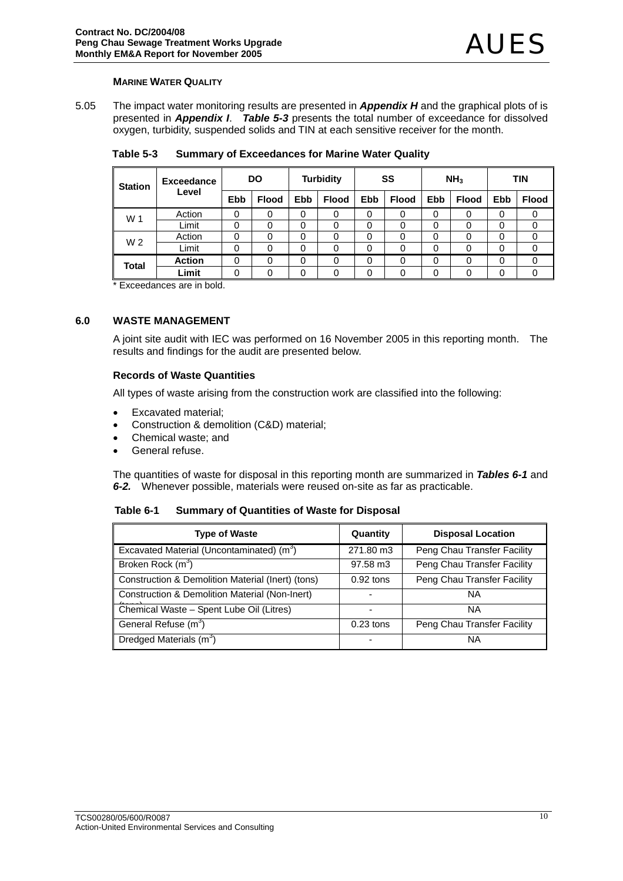#### MARINE WATER QUALITY

5.05 The impact water monitoring results are presented in ***Appendix H*** and the graphical plots of is presented in ***Appendix I***. ***Table 5-3*** presents the total number of exceedance for dissolved oxygen, turbidity, suspended solids and TIN at each sensitive receiver for the month.

**Table 5-3 Summary of Exceedances for Marine Water Quality**

| Station | Exceedance Level | DO | | Turbidity | | SS | | $NH_3$ | | TIN | |
|---|---|---|---|---|---|---|---|---|---|---|---|
| | | Ebb | Flood | Ebb | Flood | Ebb | Flood | Ebb | Flood | Ebb | Flood |
| W 1 | Action | 0 | 0 | 0 | 0 | 0 | 0 | 0 | 0 | 0 | 0 |
| | Limit | 0 | 0 | 0 | 0 | 0 | 0 | 0 | 0 | 0 | 0 |
| W 2 | Action | 0 | 0 | 0 | 0 | 0 | 0 | 0 | 0 | 0 | 0 |
| | Limit | 0 | 0 | 0 | 0 | 0 | 0 | 0 | 0 | 0 | 0 |
| **Total** | **Action** | 0 | 0 | 0 | 0 | 0 | 0 | 0 | 0 | 0 | 0 |
| | **Limit** | 0 | 0 | 0 | 0 | 0 | 0 | 0 | 0 | 0 | 0 |

\* Exceedances are in bold.

## 6.0 WASTE MANAGEMENT

A joint site audit with IEC was performed on 16 November 2005 in this reporting month. The results and findings for the audit are presented below.

### Records of Waste Quantities

All types of waste arising from the construction work are classified into the following:

- Excavated material;
- Construction & demolition (C&D) material;
- Chemical waste; and
- General refuse.

The quantities of waste for disposal in this reporting month are summarized in ***Tables 6-1*** and ***6-2.*** Whenever possible, materials were reused on-site as far as practicable.

**Table 6-1 Summary of Quantities of Waste for Disposal**

| Type of Waste | Quantity | Disposal Location |
|---|---|---|
| Excavated Material (Uncontaminated) ($m^3$) | 271.80 m3 | Peng Chau Transfer Facility |
| Broken Rock ($m^3$) | 97.58 m3 | Peng Chau Transfer Facility |
| Construction & Demolition Material (Inert) (tons) | 0.92 tons | Peng Chau Transfer Facility |
| Construction & Demolition Material (Non-Inert) (tons) | - | NA |
| Chemical Waste – Spent Lube Oil (Litres) | - | NA |
| General Refuse ($m^3$) | 0.23 tons | Peng Chau Transfer Facility |
| Dredged Materials ($m^3$) | - | NA |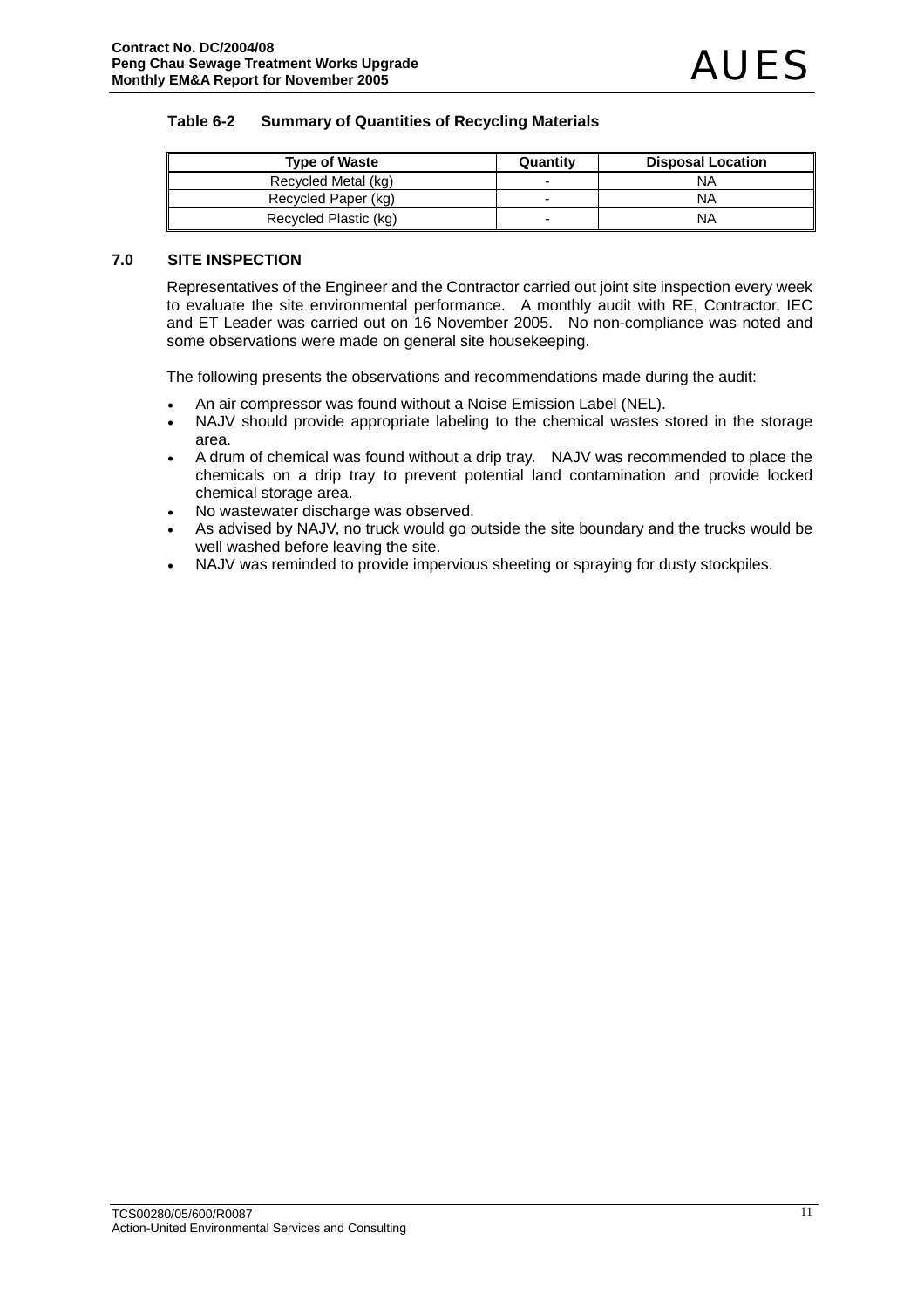**Table 6-2 Summary of Quantities of Recycling Materials**

| Type of Waste | Quantity | Disposal Location |
|---|---|---|
| Recycled Metal (kg) | - | NA |
| Recycled Paper (kg) | - | NA |
| Recycled Plastic (kg) | - | NA |

## 7.0 SITE INSPECTION

Representatives of the Engineer and the Contractor carried out joint site inspection every week to evaluate the site environmental performance. A monthly audit with RE, Contractor, IEC and ET Leader was carried out on 16 November 2005. No non-compliance was noted and some observations were made on general site housekeeping.

The following presents the observations and recommendations made during the audit:

- An air compressor was found without a Noise Emission Label (NEL).
- NAJV should provide appropriate labeling to the chemical wastes stored in the storage area.
- A drum of chemical was found without a drip tray. NAJV was recommended to place the chemicals on a drip tray to prevent potential land contamination and provide locked chemical storage area.
- No wastewater discharge was observed.
- As advised by NAJV, no truck would go outside the site boundary and the trucks would be well washed before leaving the site.
- NAJV was reminded to provide impervious sheeting or spraying for dusty stockpiles.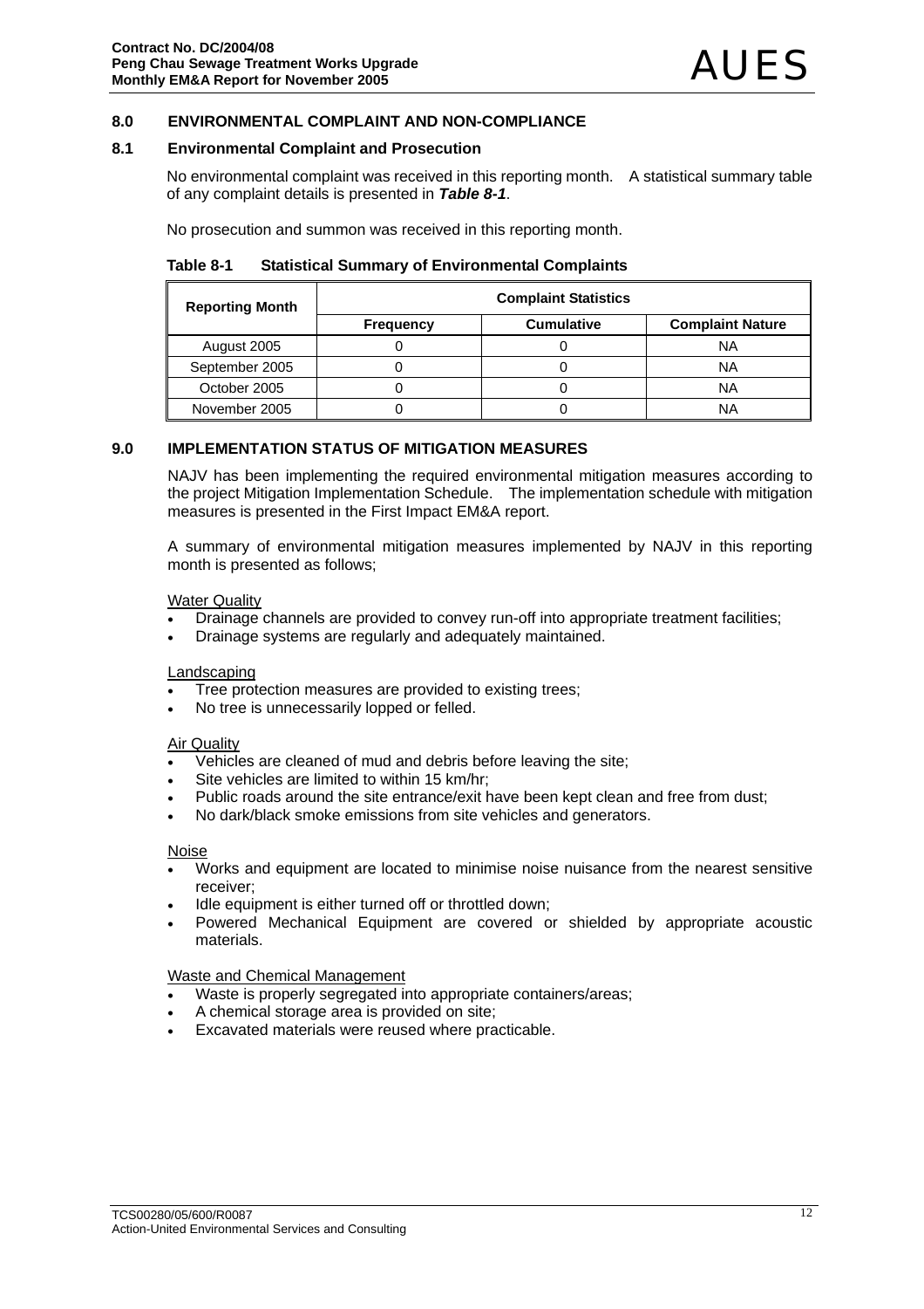## 8.0 ENVIRONMENTAL COMPLAINT AND NON-COMPLIANCE

### 8.1 Environmental Complaint and Prosecution

No environmental complaint was received in this reporting month. A statistical summary table of any complaint details is presented in ***Table 8-1***.

No prosecution and summon was received in this reporting month.

**Table 8-1 Statistical Summary of Environmental Complaints**

| Reporting Month | Complaint Statistics | | |
|---|---|---|---|
| | Frequency | Cumulative | Complaint Nature |
| August 2005 | 0 | 0 | NA |
| September 2005 | 0 | 0 | NA |
| October 2005 | 0 | 0 | NA |
| November 2005 | 0 | 0 | NA |

## 9.0 IMPLEMENTATION STATUS OF MITIGATION MEASURES

NAJV has been implementing the required environmental mitigation measures according to the project Mitigation Implementation Schedule. The implementation schedule with mitigation measures is presented in the First Impact EM&A report.

A summary of environmental mitigation measures implemented by NAJV in this reporting month is presented as follows;

Water Quality

- Drainage channels are provided to convey run-off into appropriate treatment facilities;
- Drainage systems are regularly and adequately maintained.

Landscaping

- Tree protection measures are provided to existing trees;
- No tree is unnecessarily lopped or felled.

Air Quality

- Vehicles are cleaned of mud and debris before leaving the site;
- Site vehicles are limited to within 15 km/hr;
- Public roads around the site entrance/exit have been kept clean and free from dust;
- No dark/black smoke emissions from site vehicles and generators.

Noise

- Works and equipment are located to minimise noise nuisance from the nearest sensitive receiver;
- Idle equipment is either turned off or throttled down;
- Powered Mechanical Equipment are covered or shielded by appropriate acoustic materials.

Waste and Chemical Management

- Waste is properly segregated into appropriate containers/areas;
- A chemical storage area is provided on site;
- Excavated materials were reused where practicable.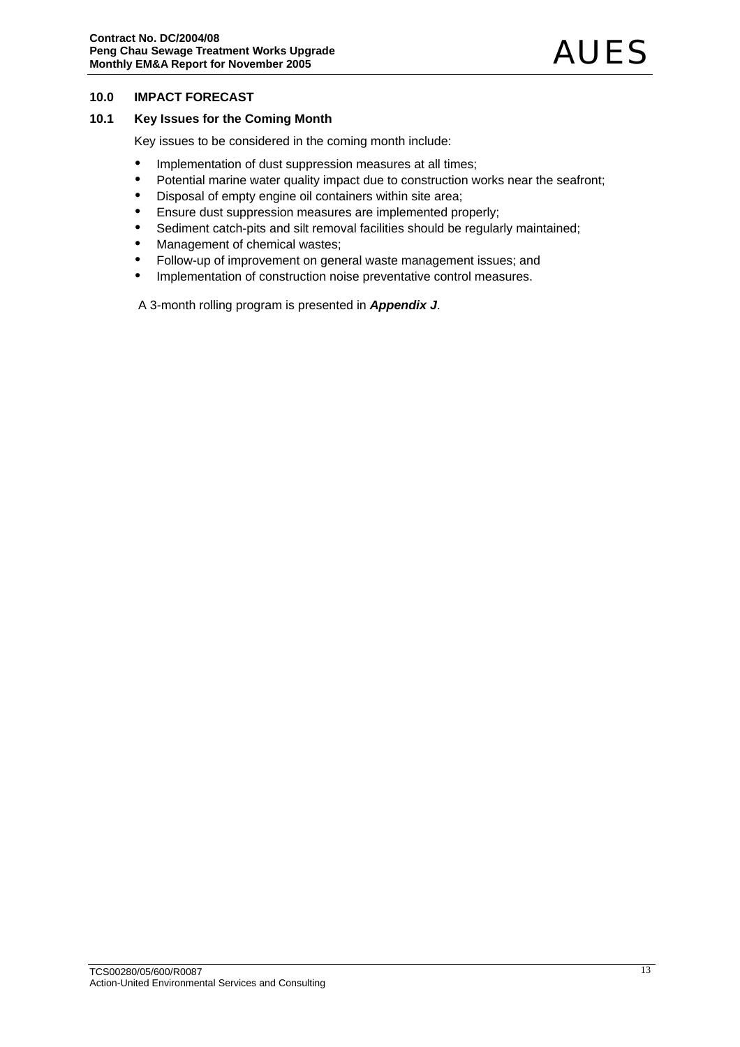## 10.0 IMPACT FORECAST

### 10.1 Key Issues for the Coming Month

Key issues to be considered in the coming month include:

- Implementation of dust suppression measures at all times;
- Potential marine water quality impact due to construction works near the seafront;
- Disposal of empty engine oil containers within site area;
- Ensure dust suppression measures are implemented properly;
- Sediment catch-pits and silt removal facilities should be regularly maintained;
- Management of chemical wastes;
- Follow-up of improvement on general waste management issues; and
- Implementation of construction noise preventative control measures.

A 3-month rolling program is presented in ***Appendix J***.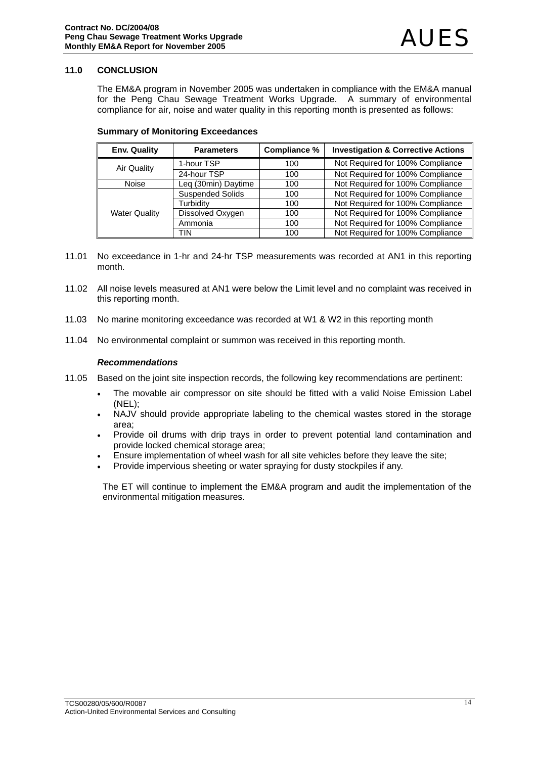## 11.0 CONCLUSION

The EM&A program in November 2005 was undertaken in compliance with the EM&A manual for the Peng Chau Sewage Treatment Works Upgrade. A summary of environmental compliance for air, noise and water quality in this reporting month is presented as follows:

**Summary of Monitoring Exceedances**

| Env. Quality | Parameters | Compliance % | Investigation & Corrective Actions |
|---|---|---|---|
| Air Quality | 1-hour TSP | 100 | Not Required for 100% Compliance |
| | 24-hour TSP | 100 | Not Required for 100% Compliance |
| Noise | Leq (30min) Daytime | 100 | Not Required for 100% Compliance |
| Water Quality | Suspended Solids | 100 | Not Required for 100% Compliance |
| | Turbidity | 100 | Not Required for 100% Compliance |
| | Dissolved Oxygen | 100 | Not Required for 100% Compliance |
| | Ammonia | 100 | Not Required for 100% Compliance |
| | TIN | 100 | Not Required for 100% Compliance |

11.01 No exceedance in 1-hr and 24-hr TSP measurements was recorded at AN1 in this reporting month.

11.02 All noise levels measured at AN1 were below the Limit level and no complaint was received in this reporting month.

11.03 No marine monitoring exceedance was recorded at W1 & W2 in this reporting month

11.04 No environmental complaint or summon was received in this reporting month.

***Recommendations***

11.05 Based on the joint site inspection records, the following key recommendations are pertinent:

- The movable air compressor on site should be fitted with a valid Noise Emission Label (NEL);
- NAJV should provide appropriate labeling to the chemical wastes stored in the storage area;
- Provide oil drums with drip trays in order to prevent potential land contamination and provide locked chemical storage area;
- Ensure implementation of wheel wash for all site vehicles before they leave the site;
- Provide impervious sheeting or water spraying for dusty stockpiles if any.

The ET will continue to implement the EM&A program and audit the implementation of the environmental mitigation measures.